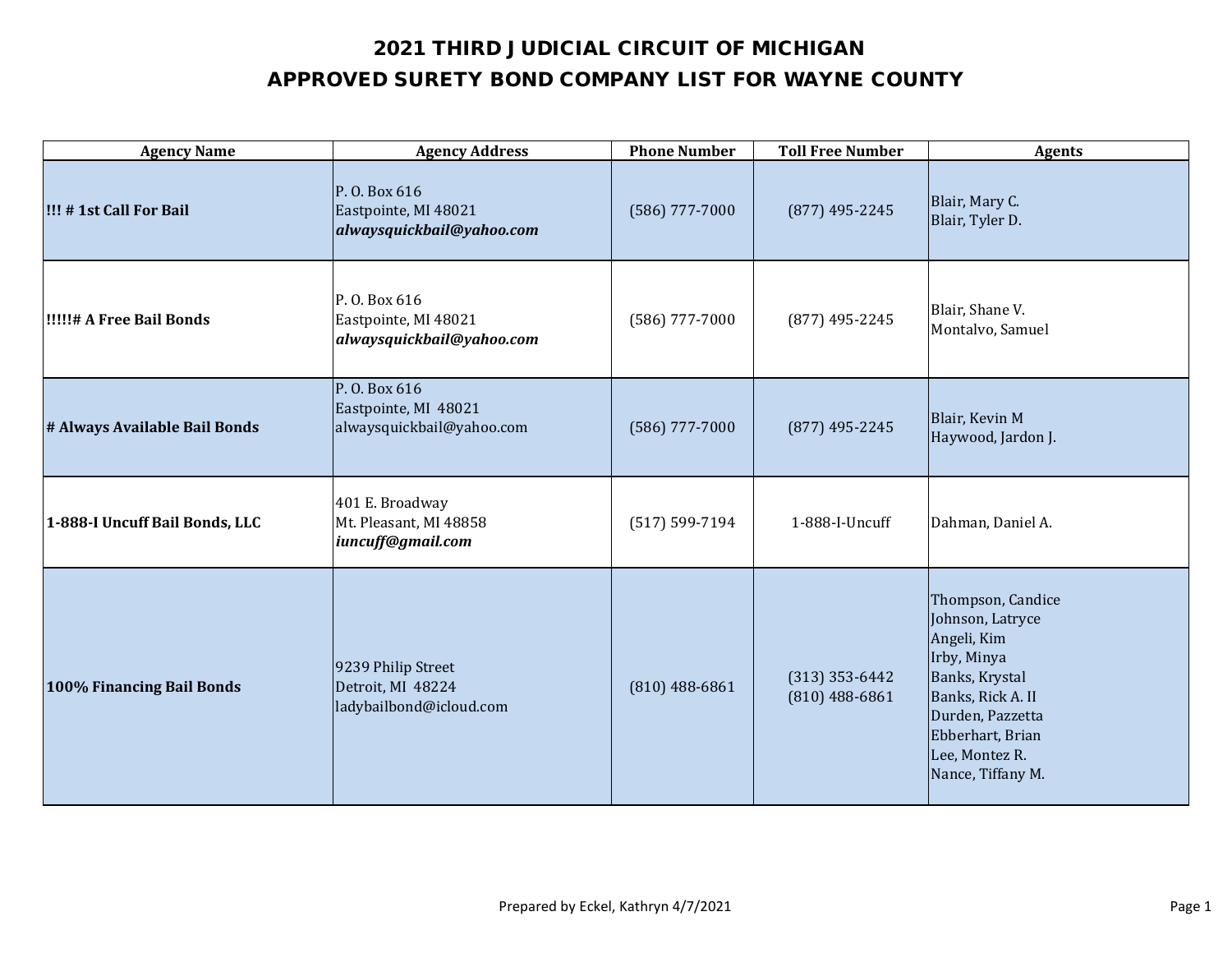# 2021 THIRD JUDICIAL CIRCUIT OF MICHIGAN
## APPROVED SURETY BOND COMPANY LIST FOR WAYNE COUNTY

| Agency Name | Agency Address | Phone Number | Toll Free Number | Agents |
|---|---|---|---|---|
| **!!! # 1st Call For Bail** | P. O. Box 616<br>Eastpointe, MI 48021<br>***alwaysquickbail@yahoo.com*** | (586) 777-7000 | (877) 495-2245 | Blair, Mary C.<br>Blair, Tyler D. |
| **!!!!!# A Free Bail Bonds** | P. O. Box 616<br>Eastpointe, MI 48021<br>***alwaysquickbail@yahoo.com*** | (586) 777-7000 | (877) 495-2245 | Blair, Shane V.<br>Montalvo, Samuel |
| **# Always Available Bail Bonds** | P. O. Box 616<br>Eastpointe, MI 48021<br>alwaysquickbail@yahoo.com | (586) 777-7000 | (877) 495-2245 | Blair, Kevin M<br>Haywood, Jardon J. |
| **1-888-I Uncuff Bail Bonds, LLC** | 401 E. Broadway<br>Mt. Pleasant, MI 48858<br>***iuncuff@gmail.com*** | (517) 599-7194 | 1-888-I-Uncuff | Dahman, Daniel A. |
| **100% Financing Bail Bonds** | 9239 Philip Street<br>Detroit, MI 48224<br>ladybailbond@icloud.com | (810) 488-6861 | (313) 353-6442<br>(810) 488-6861 | Thompson, Candice<br>Johnson, Latryce<br>Angeli, Kim<br>Irby, Minya<br>Banks, Krystal<br>Banks, Rick A. II<br>Durden, Pazzetta<br>Ebberhart, Brian<br>Lee, Montez R.<br>Nance, Tiffany M. |

Prepared by Eckel, Kathryn 4/7/2021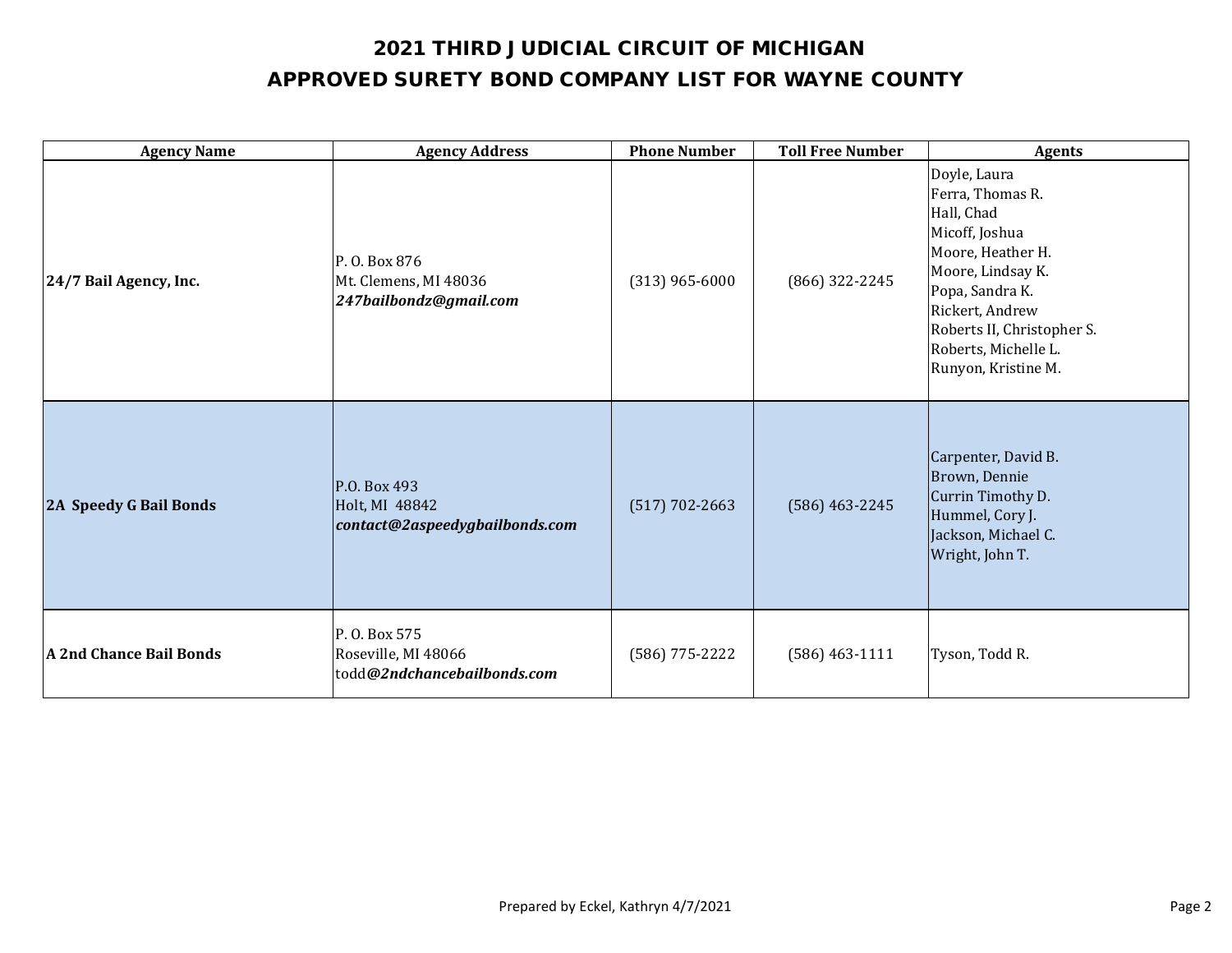# 2021 THIRD JUDICIAL CIRCUIT OF MICHIGAN
## APPROVED SURETY BOND COMPANY LIST FOR WAYNE COUNTY

| Agency Name | Agency Address | Phone Number | Toll Free Number | Agents |
|---|---|---|---|---|
| **24/7 Bail Agency, Inc.** | P. O. Box 876<br>Mt. Clemens, MI 48036<br>***247bailbondz@gmail.com*** | (313) 965-6000 | (866) 322-2245 | Doyle, Laura<br>Ferra, Thomas R.<br>Hall, Chad<br>Micoff, Joshua<br>Moore, Heather H.<br>Moore, Lindsay K.<br>Popa, Sandra K.<br>Rickert, Andrew<br>Roberts II, Christopher S.<br>Roberts, Michelle L.<br>Runyon, Kristine M. |
| **2A Speedy G Bail Bonds** | P.O. Box 493<br>Holt, MI 48842<br>***contact@2aspeedygbailbonds.com*** | (517) 702-2663 | (586) 463-2245 | Carpenter, David B.<br>Brown, Dennie<br>Currin Timothy D.<br>Hummel, Cory J.<br>Jackson, Michael C.<br>Wright, John T. |
| **A 2nd Chance Bail Bonds** | P. O. Box 575<br>Roseville, MI 48066<br>todd***@2ndchancebailbonds.com*** | (586) 775-2222 | (586) 463-1111 | Tyson, Todd R. |

Prepared by Eckel, Kathryn 4/7/2021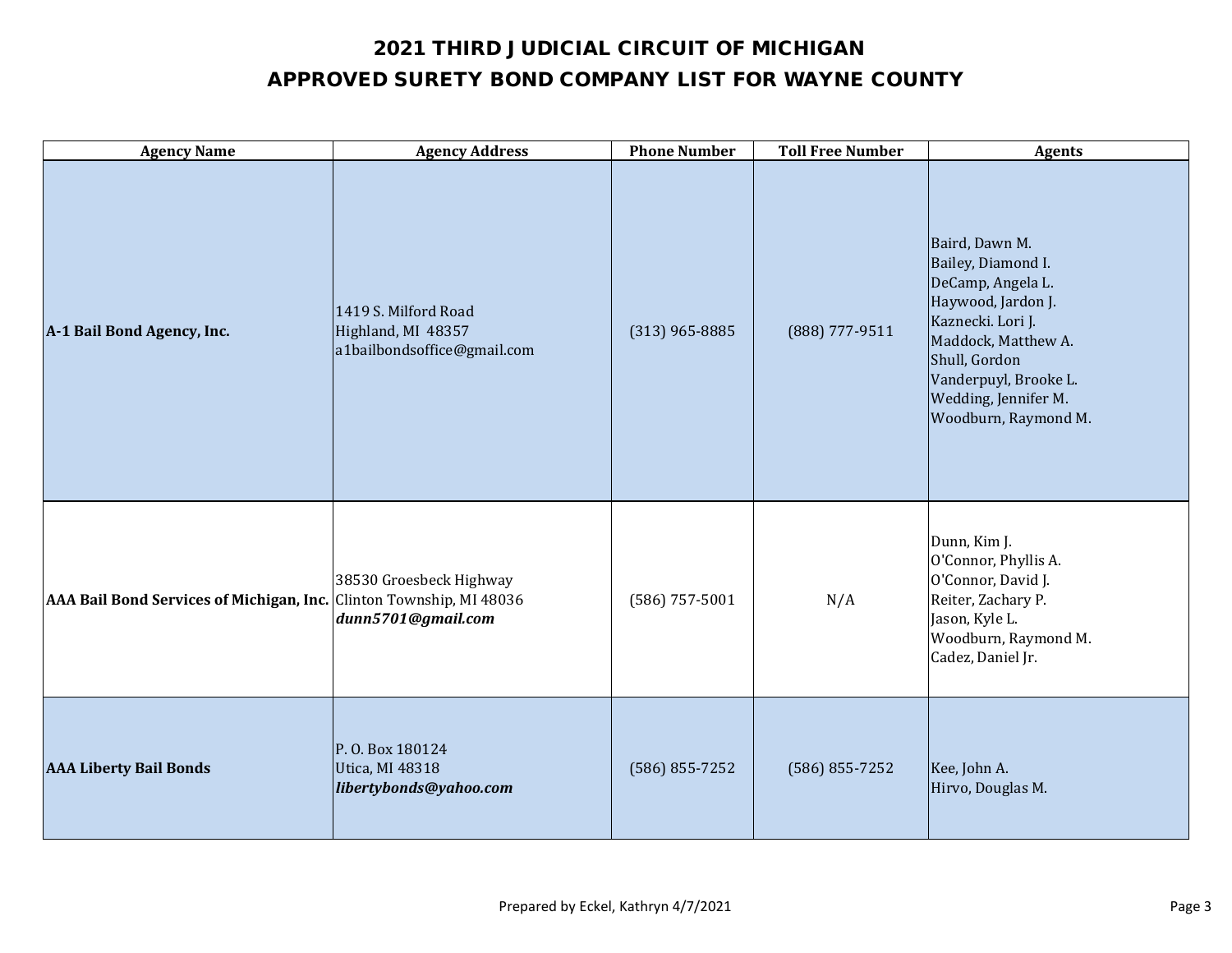# 2021 THIRD JUDICIAL CIRCUIT OF MICHIGAN
# APPROVED SURETY BOND COMPANY LIST FOR WAYNE COUNTY

| Agency Name | Agency Address | Phone Number | Toll Free Number | Agents |
|---|---|---|---|---|
| **A-1 Bail Bond Agency, Inc.** | 1419 S. Milford Road<br>Highland, MI 48357<br>a1bailbondsoffice@gmail.com | (313) 965-8885 | (888) 777-9511 | Baird, Dawn M.<br>Bailey, Diamond I.<br>DeCamp, Angela L.<br>Haywood, Jardon J.<br>Kaznecki. Lori J.<br>Maddock, Matthew A.<br>Shull, Gordon<br>Vanderpuyl, Brooke L.<br>Wedding, Jennifer M.<br>Woodburn, Raymond M. |
| **AAA Bail Bond Services of Michigan, Inc.** | 38530 Groesbeck Highway<br>Clinton Township, MI 48036<br>***dunn5701@gmail.com*** | (586) 757-5001 | N/A | Dunn, Kim J.<br>O'Connor, Phyllis A.<br>O'Connor, David J.<br>Reiter, Zachary P.<br>Jason, Kyle L.<br>Woodburn, Raymond M.<br>Cadez, Daniel Jr. |
| **AAA Liberty Bail Bonds** | P. O. Box 180124<br>Utica, MI 48318<br>***libertybonds@yahoo.com*** | (586) 855-7252 | (586) 855-7252 | Kee, John A.<br>Hirvo, Douglas M. |

Prepared by Eckel, Kathryn 4/7/2021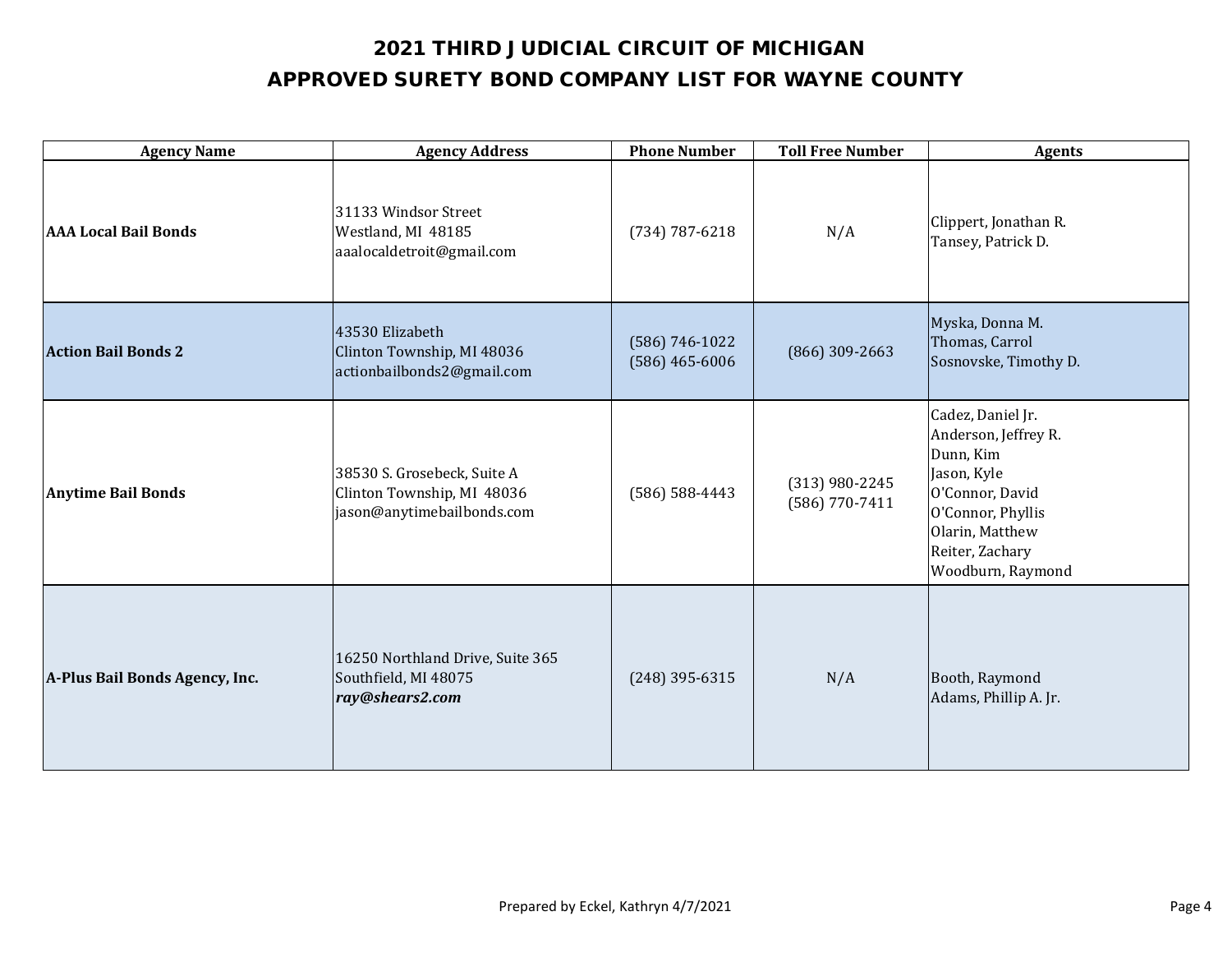# 2021 THIRD JUDICIAL CIRCUIT OF MICHIGAN
## APPROVED SURETY BOND COMPANY LIST FOR WAYNE COUNTY

| Agency Name | Agency Address | Phone Number | Toll Free Number | Agents |
|---|---|---|---|---|
| **AAA Local Bail Bonds** | 31133 Windsor Street<br>Westland, MI 48185<br>aaalocaldetroit@gmail.com | (734) 787-6218 | N/A | Clippert, Jonathan R.<br>Tansey, Patrick D. |
| **Action Bail Bonds 2** | 43530 Elizabeth<br>Clinton Township, MI 48036<br>actionbailbonds2@gmail.com | (586) 746-1022<br>(586) 465-6006 | (866) 309-2663 | Myska, Donna M.<br>Thomas, Carrol<br>Sosnovske, Timothy D. |
| **Anytime Bail Bonds** | 38530 S. Grosebeck, Suite A<br>Clinton Township, MI 48036<br>jason@anytimebailbonds.com | (586) 588-4443 | (313) 980-2245<br>(586) 770-7411 | Cadez, Daniel Jr.<br>Anderson, Jeffrey R.<br>Dunn, Kim<br>Jason, Kyle<br>O'Connor, David<br>O'Connor, Phyllis<br>Olarin, Matthew<br>Reiter, Zachary<br>Woodburn, Raymond |
| **A-Plus Bail Bonds Agency, Inc.** | 16250 Northland Drive, Suite 365<br>Southfield, MI 48075<br>***ray@shears2.com*** | (248) 395-6315 | N/A | Booth, Raymond<br>Adams, Phillip A. Jr. |

Prepared by Eckel, Kathryn 4/7/2021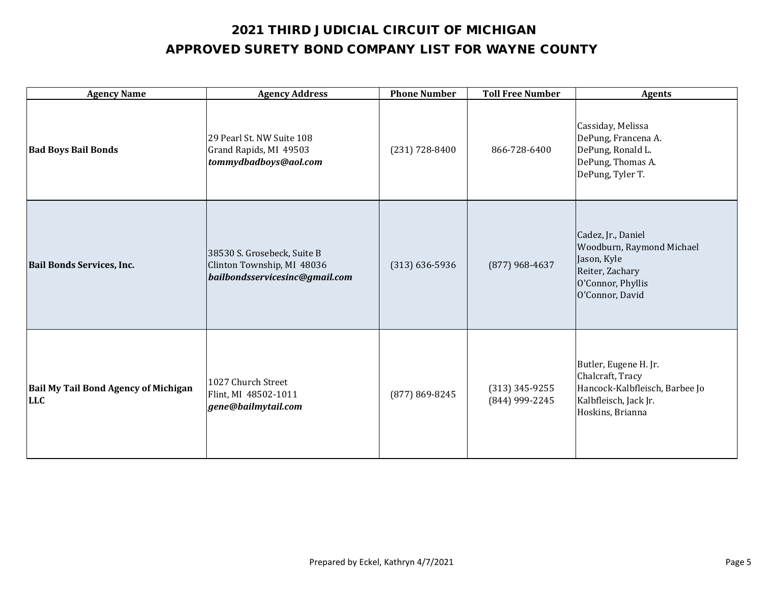# 2021 THIRD JUDICIAL CIRCUIT OF MICHIGAN

## APPROVED SURETY BOND COMPANY LIST FOR WAYNE COUNTY

| Agency Name | Agency Address | Phone Number | Toll Free Number | Agents |
|---|---|---|---|---|
| **Bad Boys Bail Bonds** | 29 Pearl St. NW Suite 108<br>Grand Rapids, MI 49503<br>***tommydbadboys@aol.com*** | (231) 728-8400 | 866-728-6400 | Cassiday, Melissa<br>DePung, Francena A.<br>DePung, Ronald L.<br>DePung, Thomas A.<br>DePung, Tyler T. |
| **Bail Bonds Services, Inc.** | 38530 S. Grosebeck, Suite B<br>Clinton Township, MI 48036<br>***bailbondsservicesinc@gmail.com*** | (313) 636-5936 | (877) 968-4637 | Cadez, Jr., Daniel<br>Woodburn, Raymond Michael<br>Jason, Kyle<br>Reiter, Zachary<br>O'Connor, Phyllis<br>O'Connor, David |
| **Bail My Tail Bond Agency of Michigan LLC** | 1027 Church Street<br>Flint, MI 48502-1011<br>***gene@bailmytail.com*** | (877) 869-8245 | (313) 345-9255<br>(844) 999-2245 | Butler, Eugene H. Jr.<br>Chalcraft, Tracy<br>Hancock-Kalbfleisch, Barbee Jo<br>Kalbfleisch, Jack Jr.<br>Hoskins, Brianna |

Prepared by Eckel, Kathryn 4/7/2021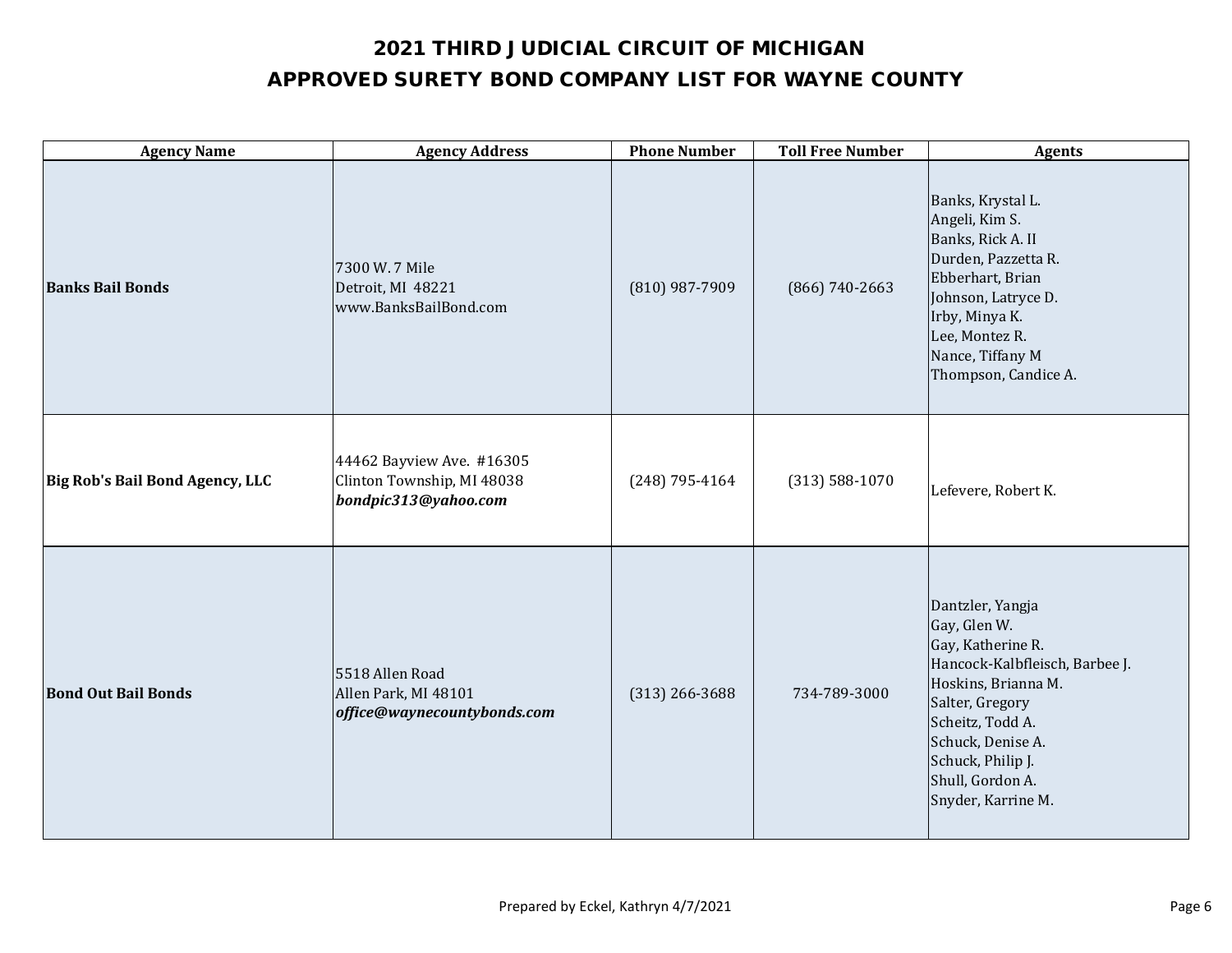# 2021 THIRD JUDICIAL CIRCUIT OF MICHIGAN
## APPROVED SURETY BOND COMPANY LIST FOR WAYNE COUNTY

| Agency Name | Agency Address | Phone Number | Toll Free Number | Agents |
|---|---|---|---|---|
| **Banks Bail Bonds** | 7300 W. 7 Mile<br>Detroit, MI 48221<br>www.BanksBailBond.com | (810) 987-7909 | (866) 740-2663 | Banks, Krystal L.<br>Angeli, Kim S.<br>Banks, Rick A. II<br>Durden, Pazzetta R.<br>Ebberhart, Brian<br>Johnson, Latryce D.<br>Irby, Minya K.<br>Lee, Montez R.<br>Nance, Tiffany M<br>Thompson, Candice A. |
| **Big Rob's Bail Bond Agency, LLC** | 44462 Bayview Ave. #16305<br>Clinton Township, MI 48038<br>***bondpic313@yahoo.com*** | (248) 795-4164 | (313) 588-1070 | Lefevere, Robert K. |
| **Bond Out Bail Bonds** | 5518 Allen Road<br>Allen Park, MI 48101<br>***office@waynecountybonds.com*** | (313) 266-3688 | 734-789-3000 | Dantzler, Yangja<br>Gay, Glen W.<br>Gay, Katherine R.<br>Hancock-Kalbfleisch, Barbee J.<br>Hoskins, Brianna M.<br>Salter, Gregory<br>Scheitz, Todd A.<br>Schuck, Denise A.<br>Schuck, Philip J.<br>Shull, Gordon A.<br>Snyder, Karrine M. |

Prepared by Eckel, Kathryn 4/7/2021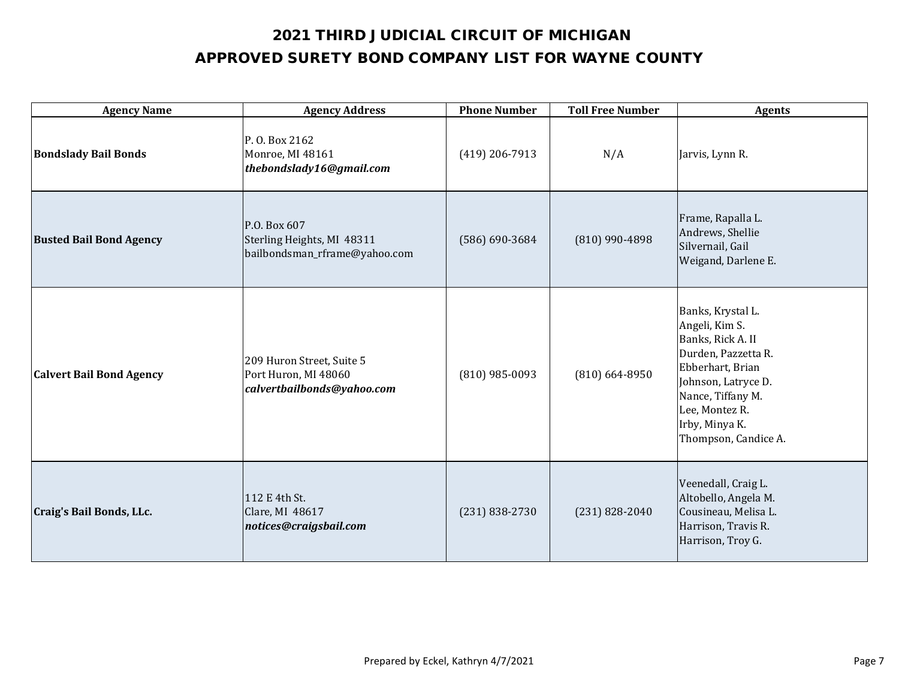# 2021 THIRD JUDICIAL CIRCUIT OF MICHIGAN
## APPROVED SURETY BOND COMPANY LIST FOR WAYNE COUNTY

| Agency Name | Agency Address | Phone Number | Toll Free Number | Agents |
|---|---|---|---|---|
| **Bondslady Bail Bonds** | P. O. Box 2162<br>Monroe, MI 48161<br>***thebondslady16@gmail.com*** | (419) 206-7913 | N/A | Jarvis, Lynn R. |
| **Busted Bail Bond Agency** | P.O. Box 607<br>Sterling Heights, MI 48311<br>bailbondsman_rframe@yahoo.com | (586) 690-3684 | (810) 990-4898 | Frame, Rapalla L.<br>Andrews, Shellie<br>Silvernail, Gail<br>Weigand, Darlene E. |
| **Calvert Bail Bond Agency** | 209 Huron Street, Suite 5<br>Port Huron, MI 48060<br>***calvertbailbonds@yahoo.com*** | (810) 985-0093 | (810) 664-8950 | Banks, Krystal L.<br>Angeli, Kim S.<br>Banks, Rick A. II<br>Durden, Pazzetta R.<br>Ebberhart, Brian<br>Johnson, Latryce D.<br>Nance, Tiffany M.<br>Lee, Montez R.<br>Irby, Minya K.<br>Thompson, Candice A. |
| **Craig's Bail Bonds, LLc.** | 112 E 4th St.<br>Clare, MI 48617<br>***notices@craigsbail.com*** | (231) 838-2730 | (231) 828-2040 | Veenedall, Craig L.<br>Altobello, Angela M.<br>Cousineau, Melisa L.<br>Harrison, Travis R.<br>Harrison, Troy G. |

Prepared by Eckel, Kathryn 4/7/2021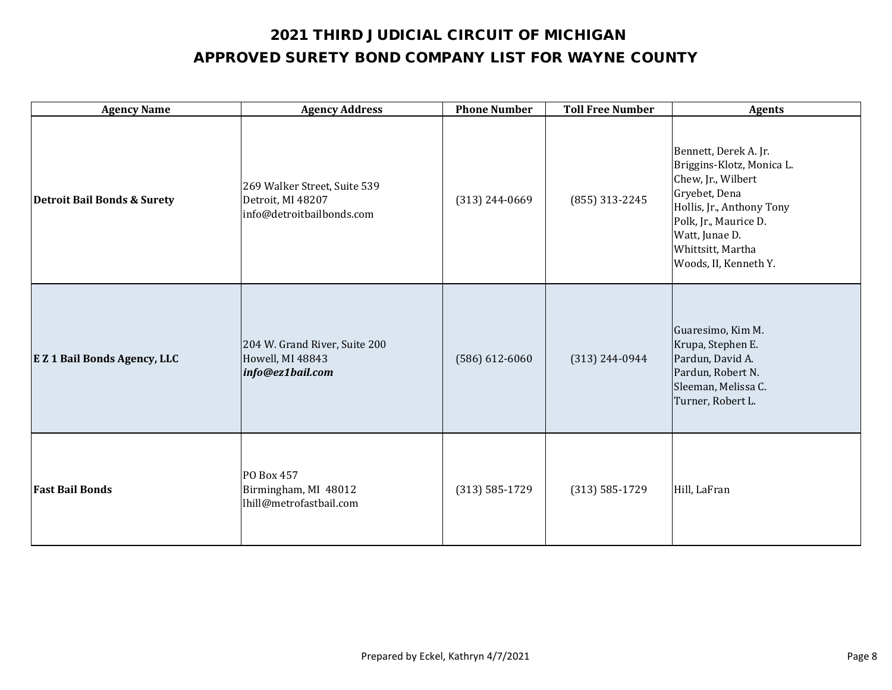# 2021 THIRD JUDICIAL CIRCUIT OF MICHIGAN
## APPROVED SURETY BOND COMPANY LIST FOR WAYNE COUNTY

| Agency Name | Agency Address | Phone Number | Toll Free Number | Agents |
|---|---|---|---|---|
| **Detroit Bail Bonds & Surety** | 269 Walker Street, Suite 539<br>Detroit, MI 48207<br>info@detroitbailbonds.com | (313) 244-0669 | (855) 313-2245 | Bennett, Derek A. Jr.<br>Briggins-Klotz, Monica L.<br>Chew, Jr., Wilbert<br>Gryebet, Dena<br>Hollis, Jr., Anthony Tony<br>Polk, Jr., Maurice D.<br>Watt, Junae D.<br>Whittsitt, Martha<br>Woods, II, Kenneth Y. |
| **E Z 1 Bail Bonds Agency, LLC** | 204 W. Grand River, Suite 200<br>Howell, MI 48843<br>***info@ez1bail.com*** | (586) 612-6060 | (313) 244-0944 | Guaresimo, Kim M.<br>Krupa, Stephen E.<br>Pardun, David A.<br>Pardun, Robert N.<br>Sleeman, Melissa C.<br>Turner, Robert L. |
| **Fast Bail Bonds** | PO Box 457<br>Birmingham, MI 48012<br>lhill@metrofastbail.com | (313) 585-1729 | (313) 585-1729 | Hill, LaFran |

Prepared by Eckel, Kathryn 4/7/2021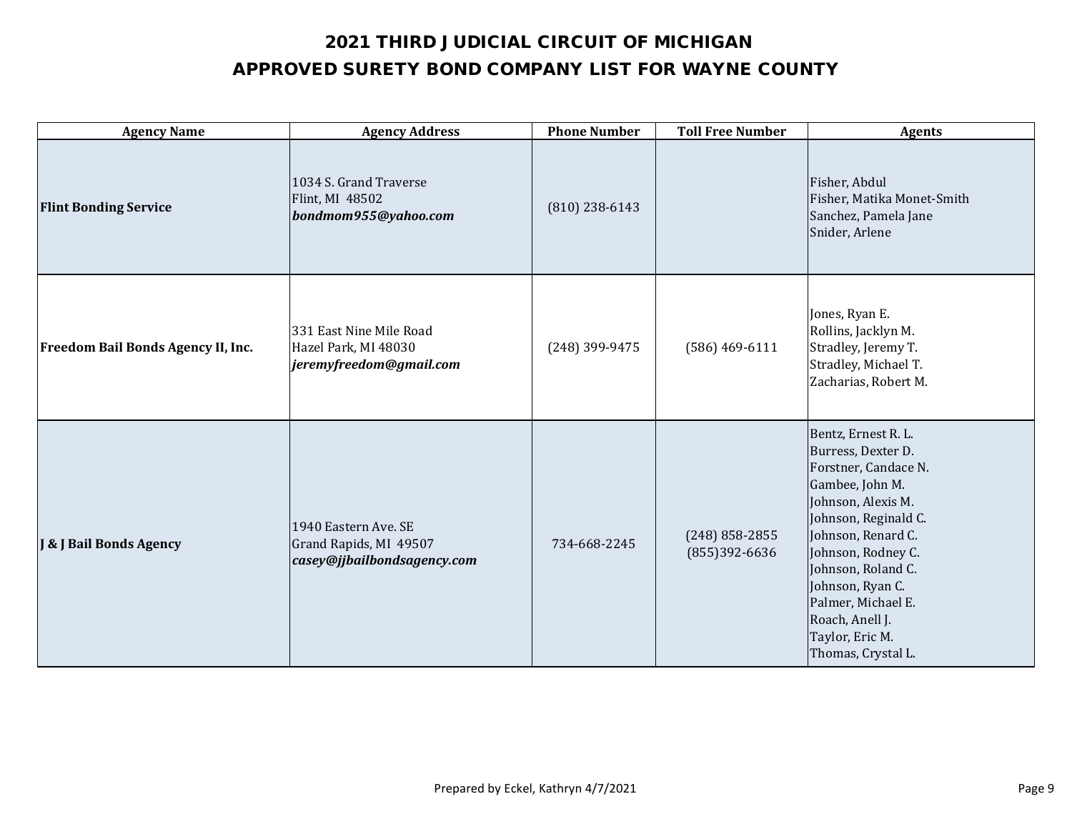# 2021 THIRD JUDICIAL CIRCUIT OF MICHIGAN

# APPROVED SURETY BOND COMPANY LIST FOR WAYNE COUNTY

| Agency Name | Agency Address | Phone Number | Toll Free Number | Agents |
|---|---|---|---|---|
| **Flint Bonding Service** | 1034 S. Grand Traverse<br>Flint, MI 48502<br>***bondmom955@yahoo.com*** | (810) 238-6143 | | Fisher, Abdul<br>Fisher, Matika Monet-Smith<br>Sanchez, Pamela Jane<br>Snider, Arlene |
| **Freedom Bail Bonds Agency II, Inc.** | 331 East Nine Mile Road<br>Hazel Park, MI 48030<br>***jeremyfreedom@gmail.com*** | (248) 399-9475 | (586) 469-6111 | Jones, Ryan E.<br>Rollins, Jacklyn M.<br>Stradley, Jeremy T.<br>Stradley, Michael T.<br>Zacharias, Robert M. |
| **J & J Bail Bonds Agency** | 1940 Eastern Ave. SE<br>Grand Rapids, MI 49507<br>***casey@jjbailbondsagency.com*** | 734-668-2245 | (248) 858-2855<br>(855)392-6636 | Bentz, Ernest R. L.<br>Burress, Dexter D.<br>Forstner, Candace N.<br>Gambee, John M.<br>Johnson, Alexis M.<br>Johnson, Reginald C.<br>Johnson, Renard C.<br>Johnson, Rodney C.<br>Johnson, Roland C.<br>Johnson, Ryan C.<br>Palmer, Michael E.<br>Roach, Anell J.<br>Taylor, Eric M.<br>Thomas, Crystal L. |

Prepared by Eckel, Kathryn 4/7/2021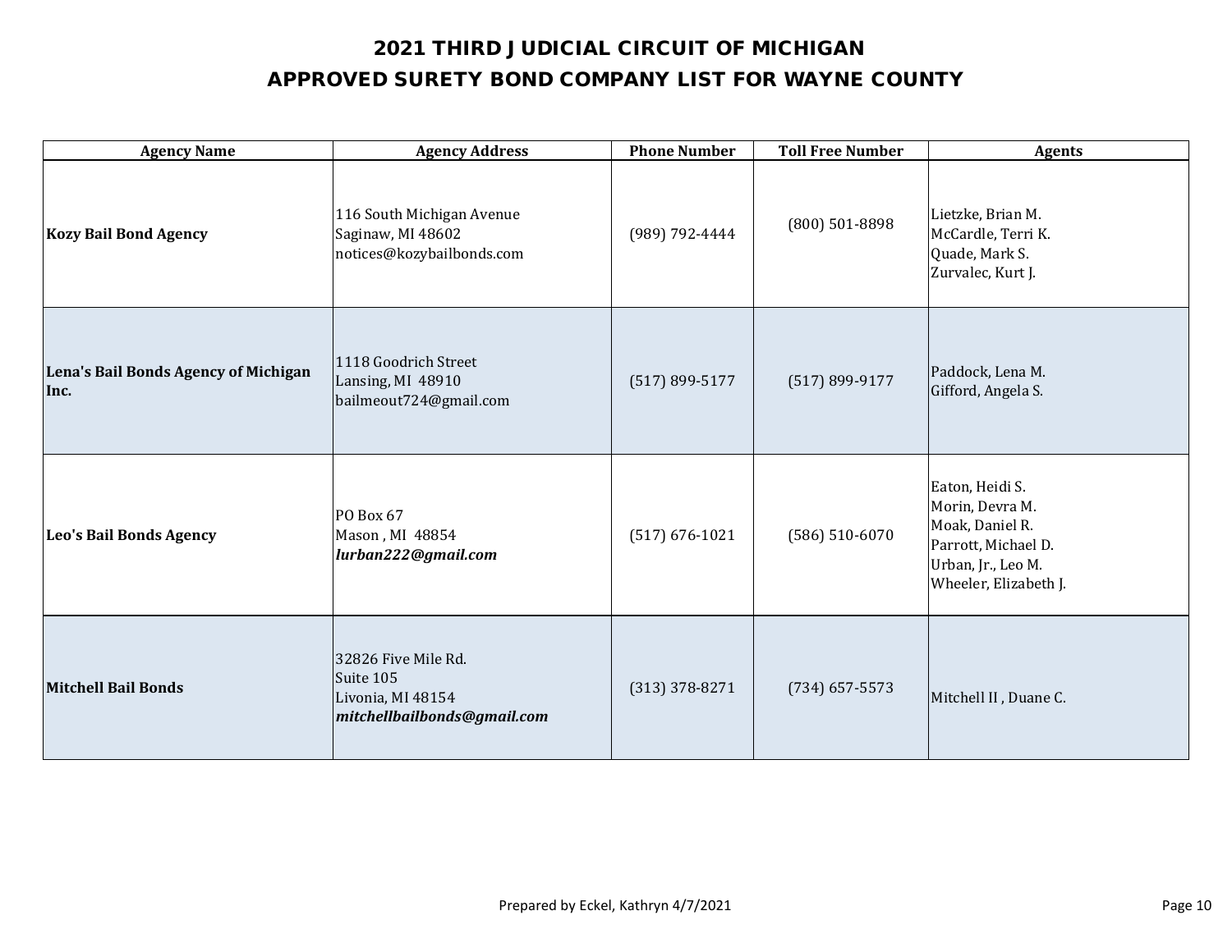# 2021 THIRD JUDICIAL CIRCUIT OF MICHIGAN
## APPROVED SURETY BOND COMPANY LIST FOR WAYNE COUNTY

| Agency Name | Agency Address | Phone Number | Toll Free Number | Agents |
|---|---|---|---|---|
| **Kozy Bail Bond Agency** | 116 South Michigan Avenue<br>Saginaw, MI 48602<br>notices@kozybailbonds.com | (989) 792-4444 | (800) 501-8898 | Lietzke, Brian M.<br>McCardle, Terri K.<br>Quade, Mark S.<br>Zurvalec, Kurt J. |
| **Lena's Bail Bonds Agency of Michigan Inc.** | 1118 Goodrich Street<br>Lansing, MI 48910<br>bailmeout724@gmail.com | (517) 899-5177 | (517) 899-9177 | Paddock, Lena M.<br>Gifford, Angela S. |
| **Leo's Bail Bonds Agency** | PO Box 67<br>Mason , MI 48854<br>***lurban222@gmail.com*** | (517) 676-1021 | (586) 510-6070 | Eaton, Heidi S.<br>Morin, Devra M.<br>Moak, Daniel R.<br>Parrott, Michael D.<br>Urban, Jr., Leo M.<br>Wheeler, Elizabeth J. |
| **Mitchell Bail Bonds** | 32826 Five Mile Rd.<br>Suite 105<br>Livonia, MI 48154<br>***mitchellbailbonds@gmail.com*** | (313) 378-8271 | (734) 657-5573 | Mitchell II , Duane C. |

Prepared by Eckel, Kathryn 4/7/2021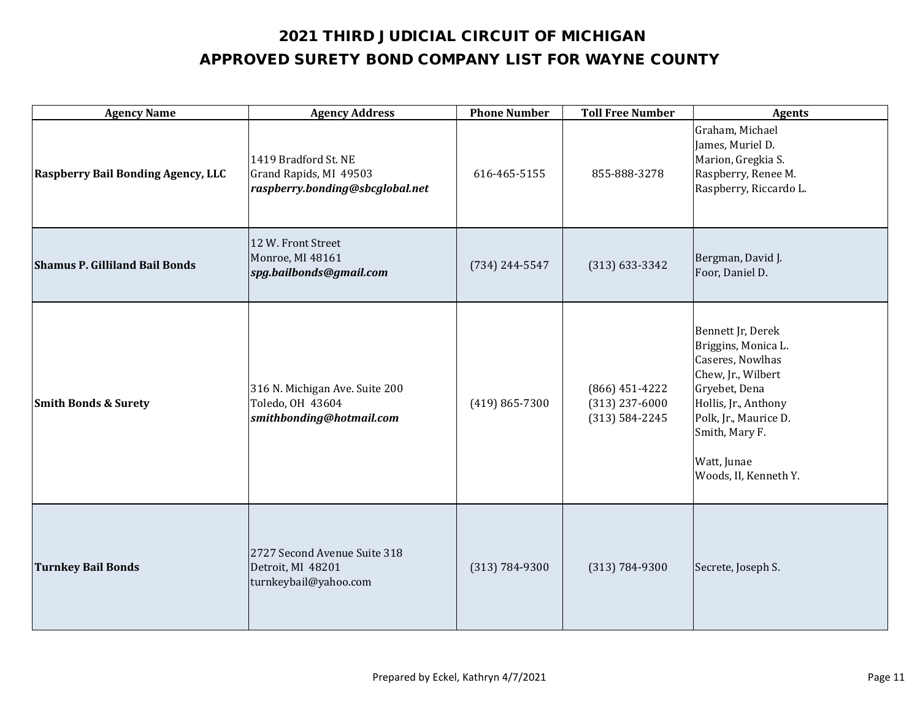# 2021 THIRD JUDICIAL CIRCUIT OF MICHIGAN

## APPROVED SURETY BOND COMPANY LIST FOR WAYNE COUNTY

| Agency Name | Agency Address | Phone Number | Toll Free Number | Agents |
|---|---|---|---|---|
| **Raspberry Bail Bonding Agency, LLC** | 1419 Bradford St. NE<br>Grand Rapids, MI 49503<br>***raspberry.bonding@sbcglobal.net*** | 616-465-5155 | 855-888-3278 | Graham, Michael<br>James, Muriel D.<br>Marion, Gregkia S.<br>Raspberry, Renee M.<br>Raspberry, Riccardo L. |
| **Shamus P. Gilliland Bail Bonds** | 12 W. Front Street<br>Monroe, MI 48161<br>***spg.bailbonds@gmail.com*** | (734) 244-5547 | (313) 633-3342 | Bergman, David J.<br>Foor, Daniel D. |
| **Smith Bonds & Surety** | 316 N. Michigan Ave. Suite 200<br>Toledo, OH 43604<br>***smithbonding@hotmail.com*** | (419) 865-7300 | (866) 451-4222<br>(313) 237-6000<br>(313) 584-2245 | Bennett Jr, Derek<br>Briggins, Monica L.<br>Caseres, Nowlhas<br>Chew, Jr., Wilbert<br>Gryebet, Dena<br>Hollis, Jr., Anthony<br>Polk, Jr., Maurice D.<br>Smith, Mary F.<br>Watt, Junae<br>Woods, II, Kenneth Y. |
| **Turnkey Bail Bonds** | 2727 Second Avenue Suite 318<br>Detroit, MI 48201<br>turnkeybail@yahoo.com | (313) 784-9300 | (313) 784-9300 | Secrete, Joseph S. |

Prepared by Eckel, Kathryn 4/7/2021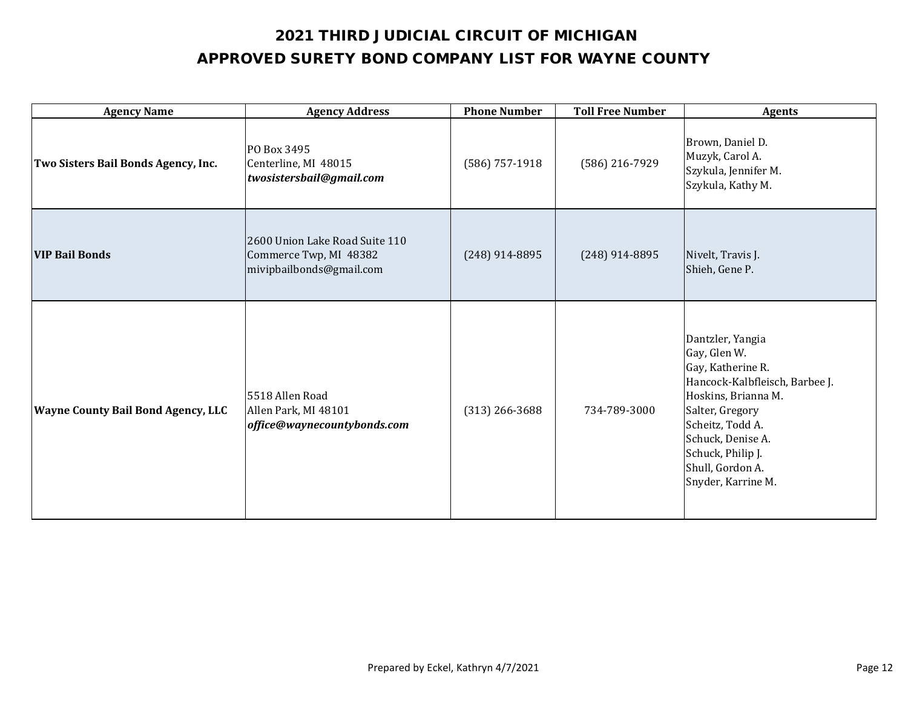## 2021 THIRD JUDICIAL CIRCUIT OF MICHIGAN
## APPROVED SURETY BOND COMPANY LIST FOR WAYNE COUNTY

| Agency Name | Agency Address | Phone Number | Toll Free Number | Agents |
|---|---|---|---|---|
| **Two Sisters Bail Bonds Agency, Inc.** | PO Box 3495<br>Centerline, MI 48015<br>***twosistersbail@gmail.com*** | (586) 757-1918 | (586) 216-7929 | Brown, Daniel D.<br>Muzyk, Carol A.<br>Szykula, Jennifer M.<br>Szykula, Kathy M. |
| **VIP Bail Bonds** | 2600 Union Lake Road Suite 110<br>Commerce Twp, MI 48382<br>mivipbailbonds@gmail.com | (248) 914-8895 | (248) 914-8895 | Nivelt, Travis J.<br>Shieh, Gene P. |
| **Wayne County Bail Bond Agency, LLC** | 5518 Allen Road<br>Allen Park, MI 48101<br>***office@waynecountybonds.com*** | (313) 266-3688 | 734-789-3000 | Dantzler, Yangia<br>Gay, Glen W.<br>Gay, Katherine R.<br>Hancock-Kalbfleisch, Barbee J.<br>Hoskins, Brianna M.<br>Salter, Gregory<br>Scheitz, Todd A.<br>Schuck, Denise A.<br>Schuck, Philip J.<br>Shull, Gordon A.<br>Snyder, Karrine M. |

Prepared by Eckel, Kathryn 4/7/2021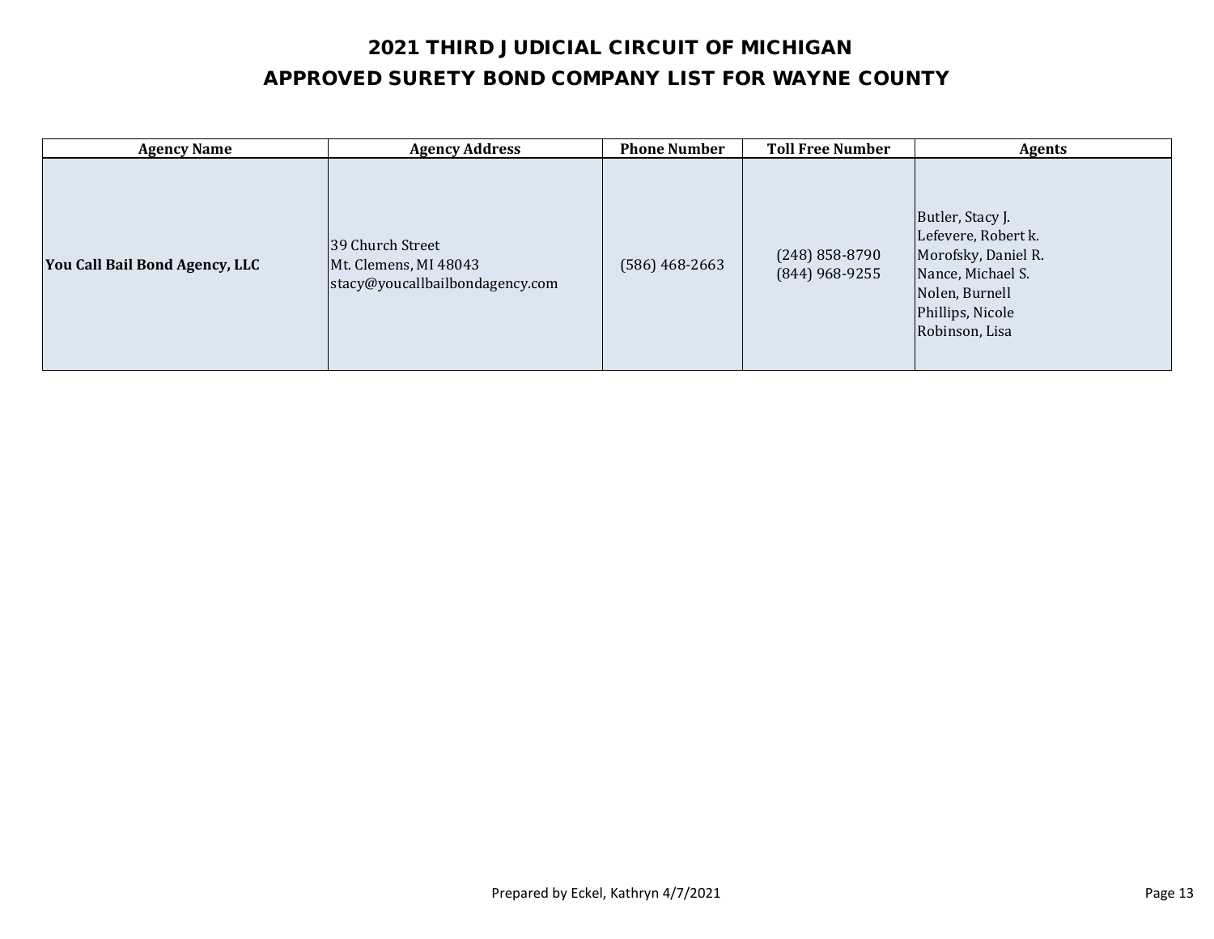# 2021 THIRD JUDICIAL CIRCUIT OF MICHIGAN
## APPROVED SURETY BOND COMPANY LIST FOR WAYNE COUNTY

| Agency Name | Agency Address | Phone Number | Toll Free Number | Agents |
|---|---|---|---|---|
| **You Call Bail Bond Agency, LLC** | 39 Church Street<br>Mt. Clemens, MI 48043<br>stacy@youcallbailbondagency.com | (586) 468-2663 | (248) 858-8790<br>(844) 968-9255 | Butler, Stacy J.<br>Lefevere, Robert k.<br>Morofsky, Daniel R.<br>Nance, Michael S.<br>Nolen, Burnell<br>Phillips, Nicole<br>Robinson, Lisa |

Prepared by Eckel, Kathryn 4/7/2021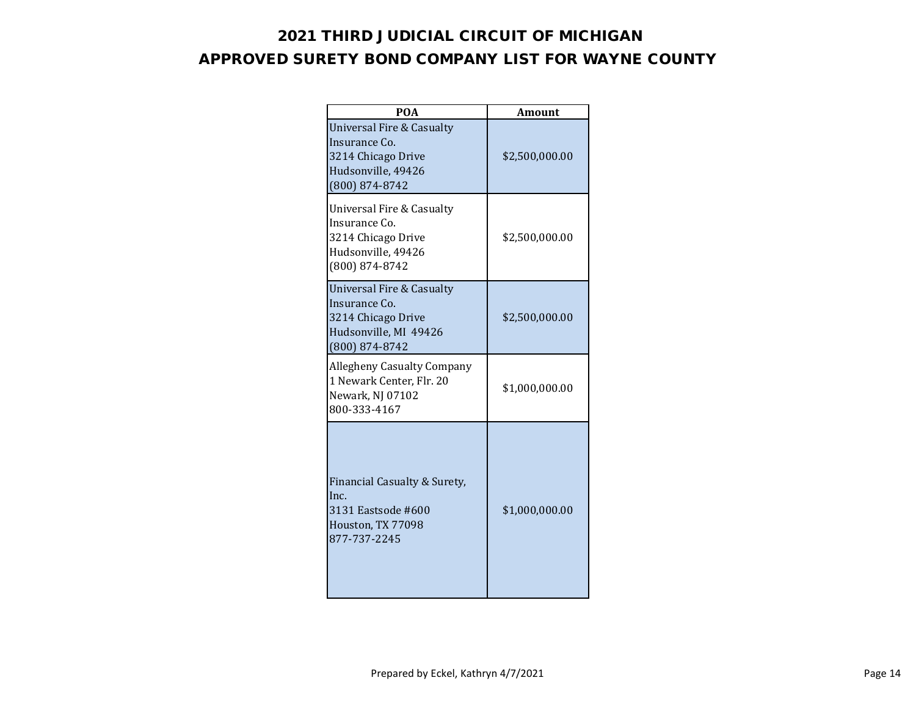# 2021 THIRD JUDICIAL CIRCUIT OF MICHIGAN
## APPROVED SURETY BOND COMPANY LIST FOR WAYNE COUNTY

| POA | Amount |
|---|---|
| Universal Fire & Casualty Insurance Co.<br>3214 Chicago Drive<br>Hudsonville, 49426<br>(800) 874-8742 | $2,500,000.00 |
| Universal Fire & Casualty Insurance Co.<br>3214 Chicago Drive<br>Hudsonville, 49426<br>(800) 874-8742 | $2,500,000.00 |
| Universal Fire & Casualty Insurance Co.<br>3214 Chicago Drive<br>Hudsonville, MI 49426<br>(800) 874-8742 | $2,500,000.00 |
| Allegheny Casualty Company<br>1 Newark Center, Flr. 20<br>Newark, NJ 07102<br>800-333-4167 | $1,000,000.00 |
| Financial Casualty & Surety, Inc.<br>3131 Eastsode #600<br>Houston, TX 77098<br>877-737-2245 | $1,000,000.00 |

Prepared by Eckel, Kathryn 4/7/2021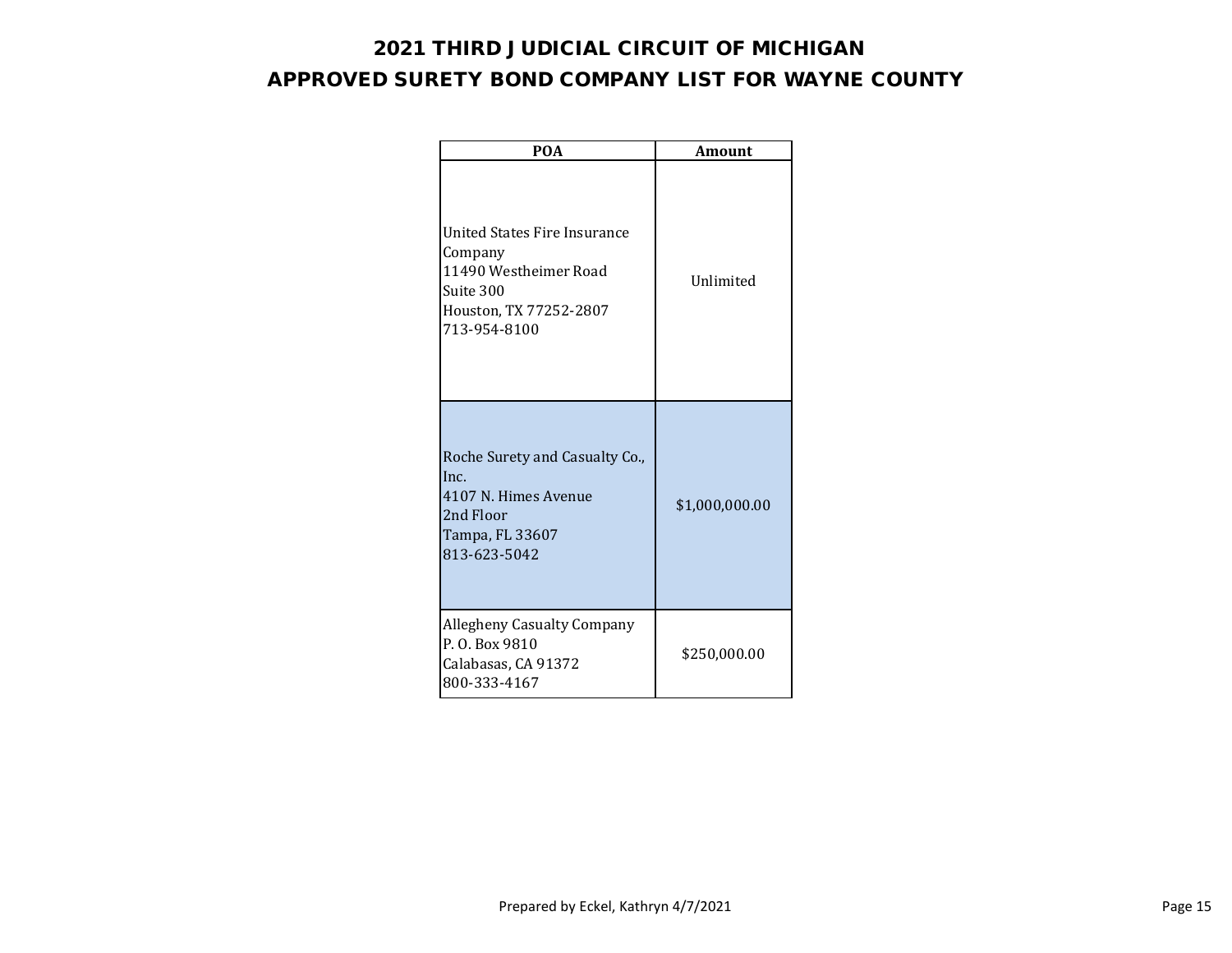# 2021 THIRD JUDICIAL CIRCUIT OF MICHIGAN

## APPROVED SURETY BOND COMPANY LIST FOR WAYNE COUNTY

| POA | Amount |
|---|---|
| United States Fire Insurance Company<br>11490 Westheimer Road<br>Suite 300<br>Houston, TX 77252-2807<br>713-954-8100 | Unlimited |
| Roche Surety and Casualty Co., Inc.<br>4107 N. Himes Avenue<br>2nd Floor<br>Tampa, FL 33607<br>813-623-5042 | $1,000,000.00 |
| Allegheny Casualty Company<br>P. O. Box 9810<br>Calabasas, CA 91372<br>800-333-4167 | $250,000.00 |

Prepared by Eckel, Kathryn 4/7/2021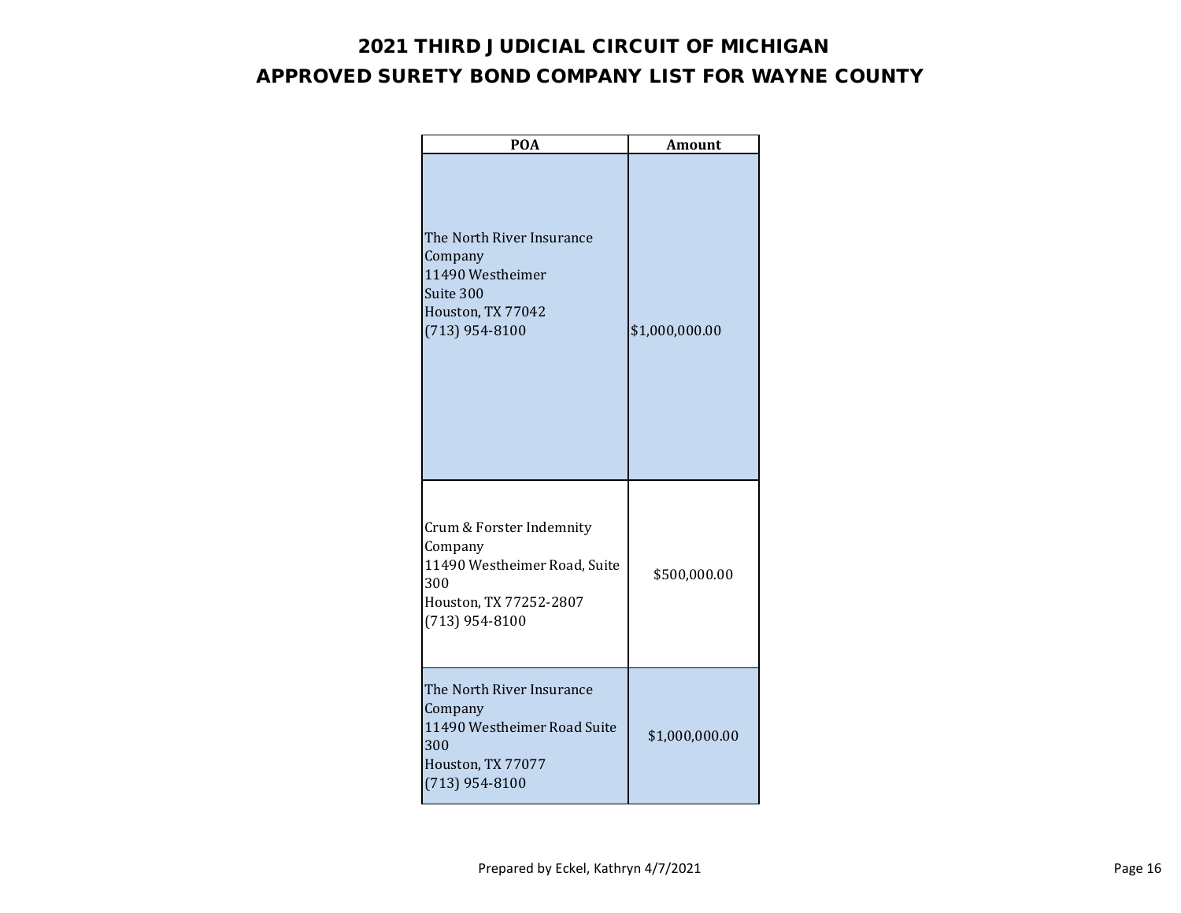# 2021 THIRD JUDICIAL CIRCUIT OF MICHIGAN

## APPROVED SURETY BOND COMPANY LIST FOR WAYNE COUNTY

| POA | Amount |
|---|---|
| The North River Insurance Company<br>11490 Westheimer<br>Suite 300<br>Houston, TX 77042<br>(713) 954-8100 | $1,000,000.00 |
| Crum & Forster Indemnity Company<br>11490 Westheimer Road, Suite 300<br>Houston, TX 77252-2807<br>(713) 954-8100 | $500,000.00 |
| The North River Insurance Company<br>11490 Westheimer Road Suite 300<br>Houston, TX 77077<br>(713) 954-8100 | $1,000,000.00 |

Prepared by Eckel, Kathryn 4/7/2021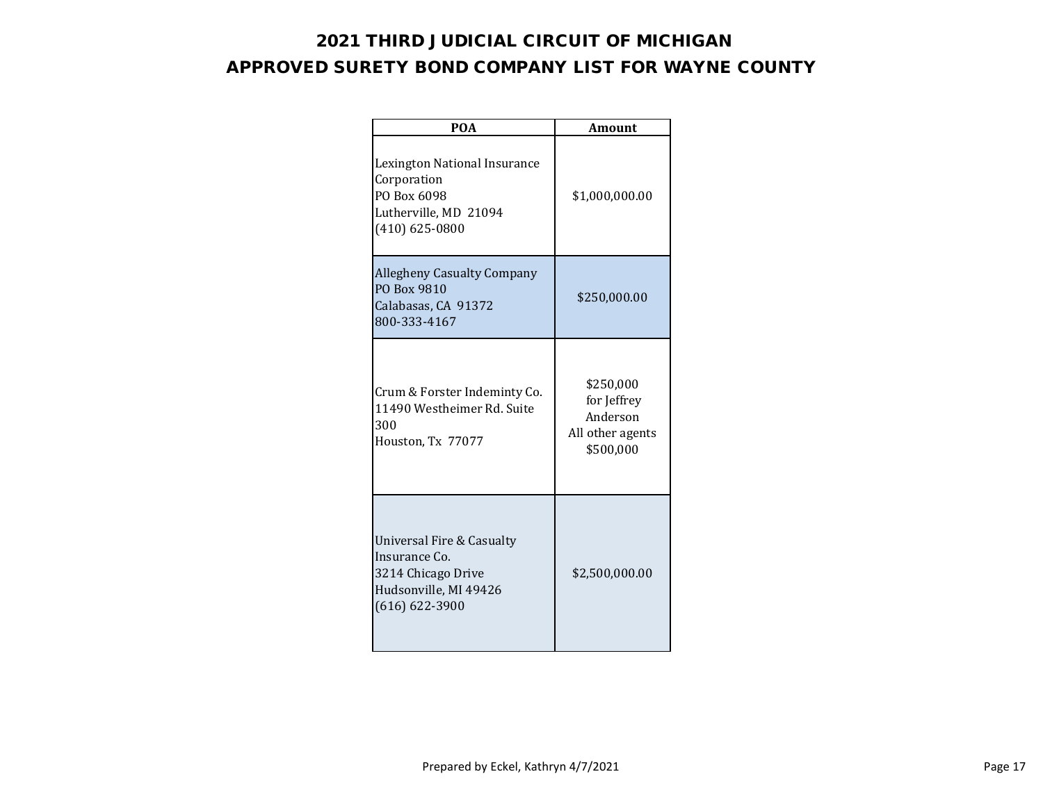# 2021 THIRD JUDICIAL CIRCUIT OF MICHIGAN
## APPROVED SURETY BOND COMPANY LIST FOR WAYNE COUNTY

| POA | Amount |
|---|---|
| Lexington National Insurance Corporation<br>PO Box 6098<br>Lutherville, MD 21094<br>(410) 625-0800 | $1,000,000.00 |
| Allegheny Casualty Company<br>PO Box 9810<br>Calabasas, CA 91372<br>800-333-4167 | $250,000.00 |
| Crum & Forster Indeminty Co.<br>11490 Westheimer Rd. Suite 300<br>Houston, Tx 77077 | $250,000<br>for Jeffrey Anderson<br>All other agents<br>$500,000 |
| Universal Fire & Casualty Insurance Co.<br>3214 Chicago Drive<br>Hudsonville, MI 49426<br>(616) 622-3900 | $2,500,000.00 |

Prepared by Eckel, Kathryn 4/7/2021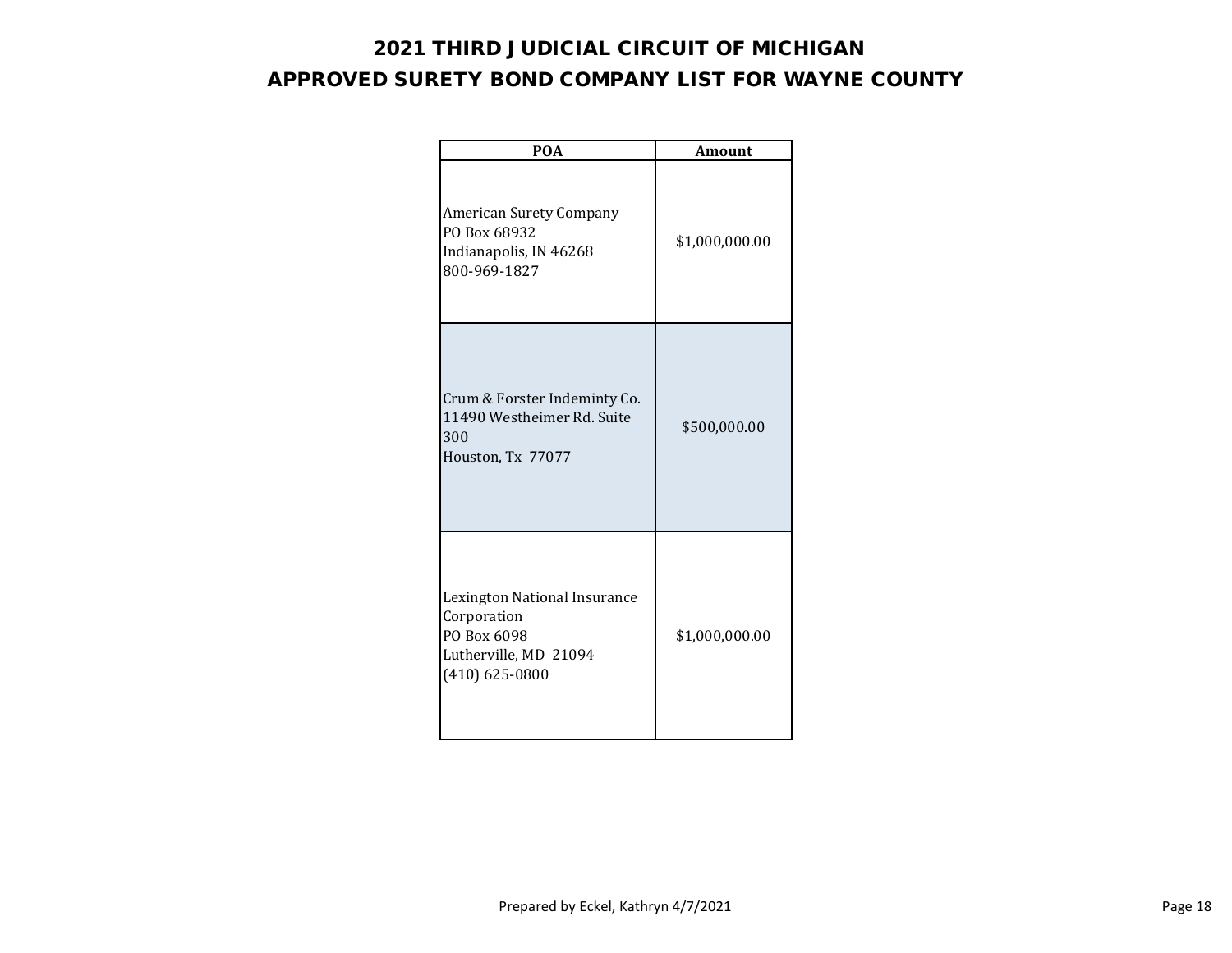# 2021 THIRD JUDICIAL CIRCUIT OF MICHIGAN
## APPROVED SURETY BOND COMPANY LIST FOR WAYNE COUNTY

| POA | Amount |
|---|---|
| American Surety Company<br>PO Box 68932<br>Indianapolis, IN 46268<br>800-969-1827 | $1,000,000.00 |
| Crum & Forster Indeminty Co.<br>11490 Westheimer Rd. Suite 300<br>Houston, Tx 77077 | $500,000.00 |
| Lexington National Insurance Corporation<br>PO Box 6098<br>Lutherville, MD 21094<br>(410) 625-0800 | $1,000,000.00 |

Prepared by Eckel, Kathryn 4/7/2021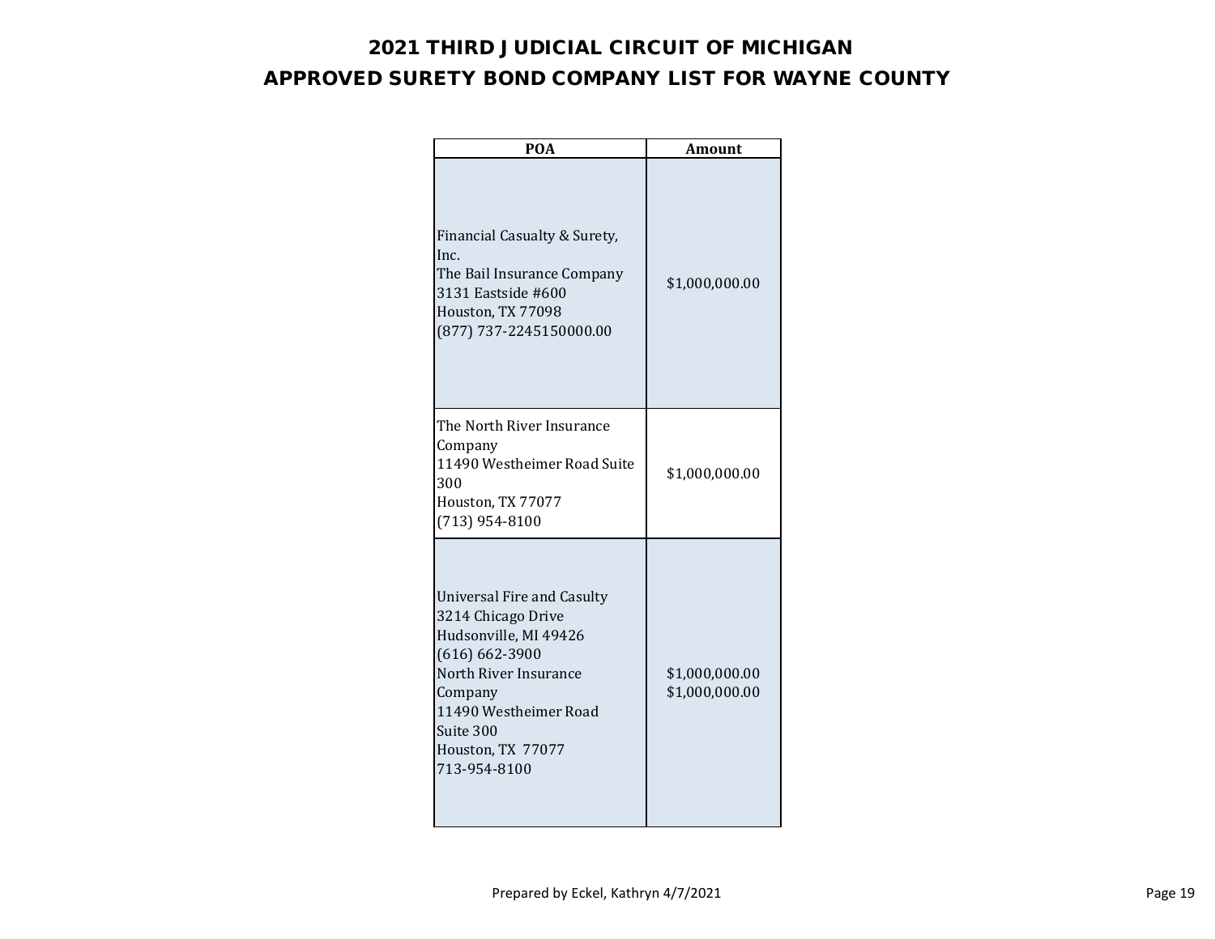# 2021 THIRD JUDICIAL CIRCUIT OF MICHIGAN

# APPROVED SURETY BOND COMPANY LIST FOR WAYNE COUNTY

| POA | Amount |
|---|---|
| Financial Casualty & Surety, Inc.<br>The Bail Insurance Company<br>3131 Eastside #600<br>Houston, TX 77098<br>(877) 737-2245150000.00 | $1,000,000.00 |
| The North River Insurance Company<br>11490 Westheimer Road Suite 300<br>Houston, TX 77077<br>(713) 954-8100 | $1,000,000.00 |
| Universal Fire and Casulty<br>3214 Chicago Drive<br>Hudsonville, MI 49426<br>(616) 662-3900<br>North River Insurance Company<br>11490 Westheimer Road Suite 300<br>Houston, TX 77077<br>713-954-8100 | $1,000,000.00<br>$1,000,000.00 |

Prepared by Eckel, Kathryn 4/7/2021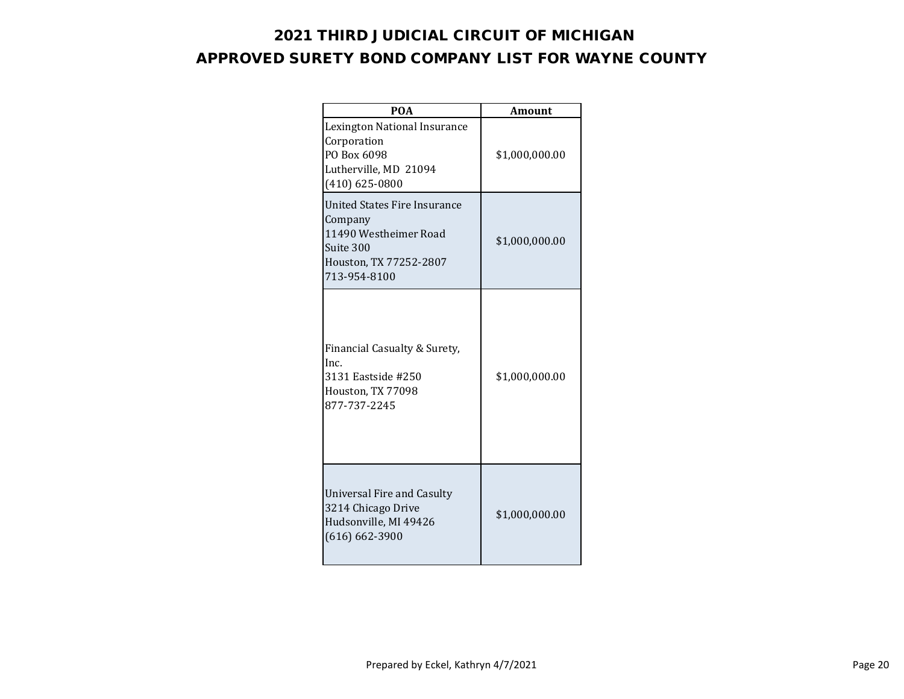# 2021 THIRD JUDICIAL CIRCUIT OF MICHIGAN

## APPROVED SURETY BOND COMPANY LIST FOR WAYNE COUNTY

| POA | Amount |
|---|---|
| Lexington National Insurance Corporation<br>PO Box 6098<br>Lutherville, MD 21094<br>(410) 625-0800 | $1,000,000.00 |
| United States Fire Insurance Company<br>11490 Westheimer Road<br>Suite 300<br>Houston, TX 77252-2807<br>713-954-8100 | $1,000,000.00 |
| Financial Casualty & Surety, Inc.<br>3131 Eastside #250<br>Houston, TX 77098<br>877-737-2245 | $1,000,000.00 |
| Universal Fire and Casulty<br>3214 Chicago Drive<br>Hudsonville, MI 49426<br>(616) 662-3900 | $1,000,000.00 |

Prepared by Eckel, Kathryn 4/7/2021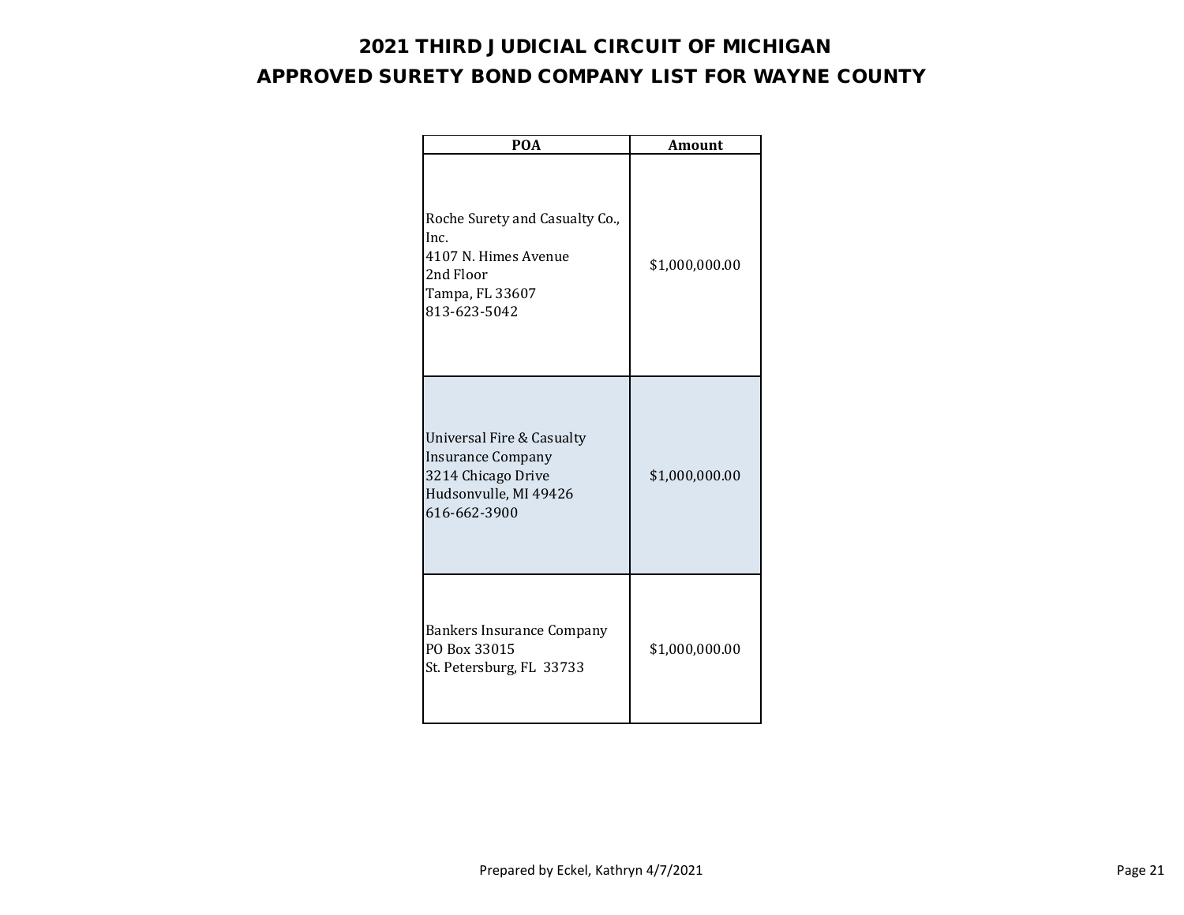# 2021 THIRD JUDICIAL CIRCUIT OF MICHIGAN

## APPROVED SURETY BOND COMPANY LIST FOR WAYNE COUNTY

| POA | Amount |
|---|---|
| Roche Surety and Casualty Co., Inc.<br>4107 N. Himes Avenue<br>2nd Floor<br>Tampa, FL 33607<br>813-623-5042 | $1,000,000.00 |
| Universal Fire & Casualty Insurance Company<br>3214 Chicago Drive<br>Hudsonvulle, MI 49426<br>616-662-3900 | $1,000,000.00 |
| Bankers Insurance Company<br>PO Box 33015<br>St. Petersburg, FL 33733 | $1,000,000.00 |

Prepared by Eckel, Kathryn 4/7/2021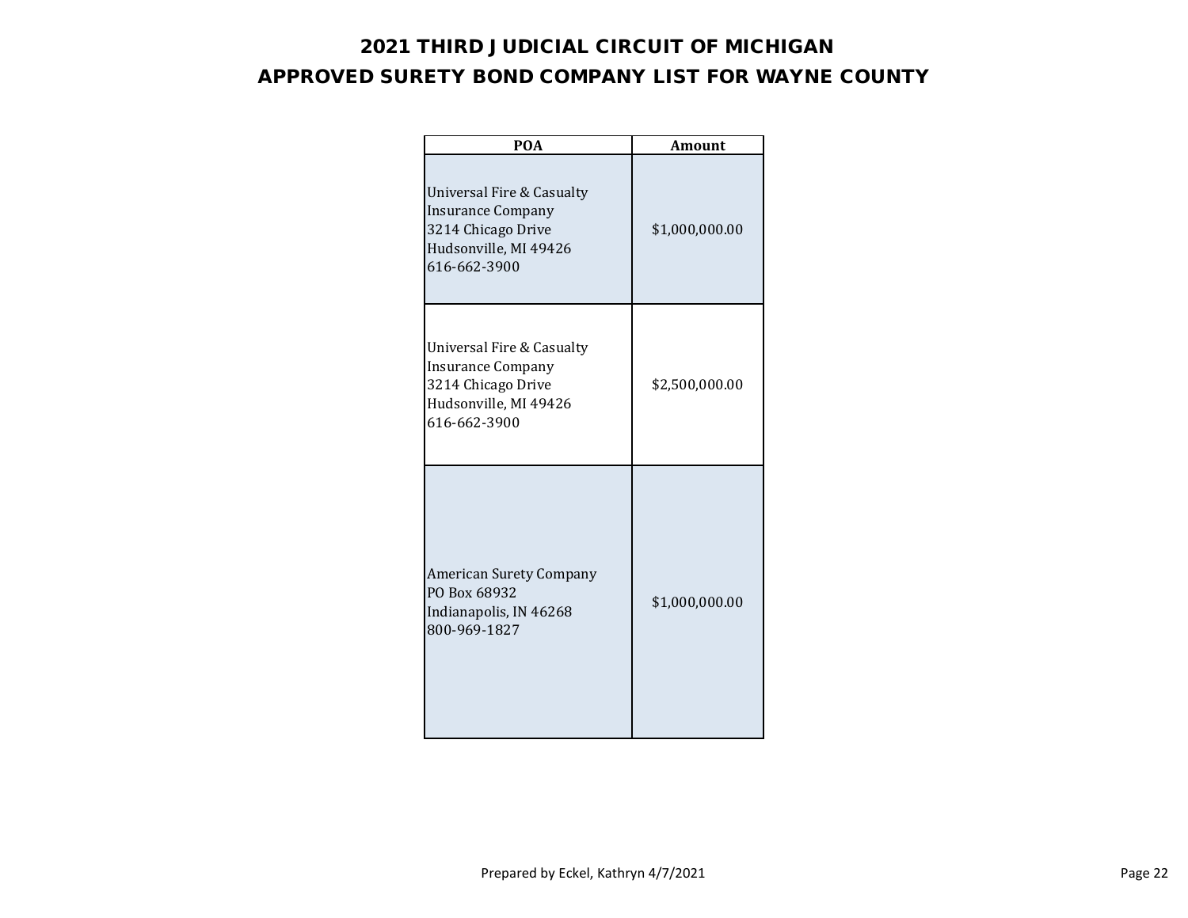# 2021 THIRD JUDICIAL CIRCUIT OF MICHIGAN

## APPROVED SURETY BOND COMPANY LIST FOR WAYNE COUNTY

| POA | Amount |
|---|---|
| Universal Fire & Casualty Insurance Company<br>3214 Chicago Drive<br>Hudsonville, MI 49426<br>616-662-3900 | $1,000,000.00 |
| Universal Fire & Casualty Insurance Company<br>3214 Chicago Drive<br>Hudsonville, MI 49426<br>616-662-3900 | $2,500,000.00 |
| American Surety Company<br>PO Box 68932<br>Indianapolis, IN 46268<br>800-969-1827 | $1,000,000.00 |

Prepared by Eckel, Kathryn 4/7/2021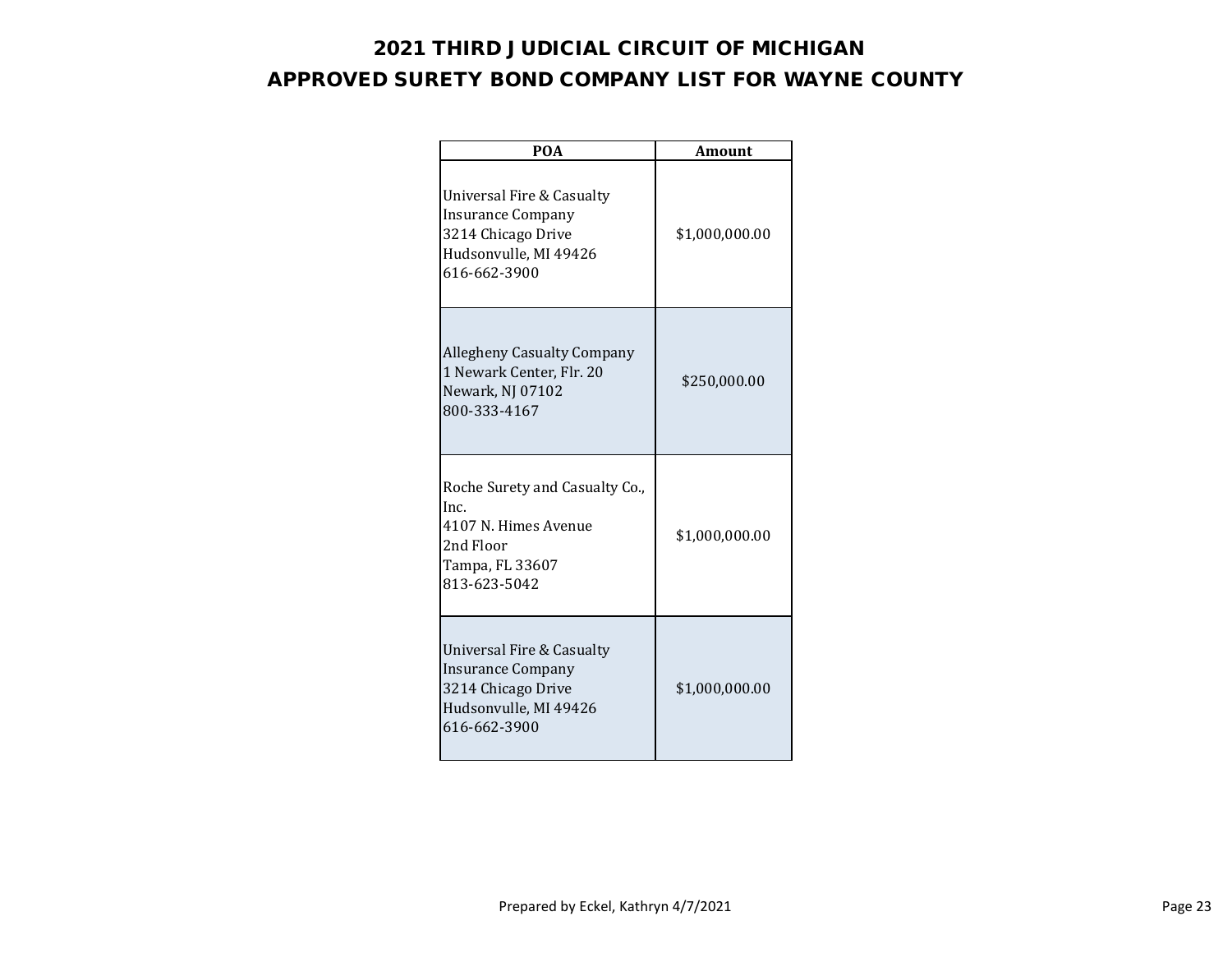# 2021 THIRD JUDICIAL CIRCUIT OF MICHIGAN

## APPROVED SURETY BOND COMPANY LIST FOR WAYNE COUNTY

| POA | Amount |
|---|---|
| Universal Fire & Casualty Insurance Company<br>3214 Chicago Drive<br>Hudsonvulle, MI 49426<br>616-662-3900 | $1,000,000.00 |
| Allegheny Casualty Company<br>1 Newark Center, Flr. 20<br>Newark, NJ 07102<br>800-333-4167 | $250,000.00 |
| Roche Surety and Casualty Co., Inc.<br>4107 N. Himes Avenue<br>2nd Floor<br>Tampa, FL 33607<br>813-623-5042 | $1,000,000.00 |
| Universal Fire & Casualty Insurance Company<br>3214 Chicago Drive<br>Hudsonvulle, MI 49426<br>616-662-3900 | $1,000,000.00 |

Prepared by Eckel, Kathryn 4/7/2021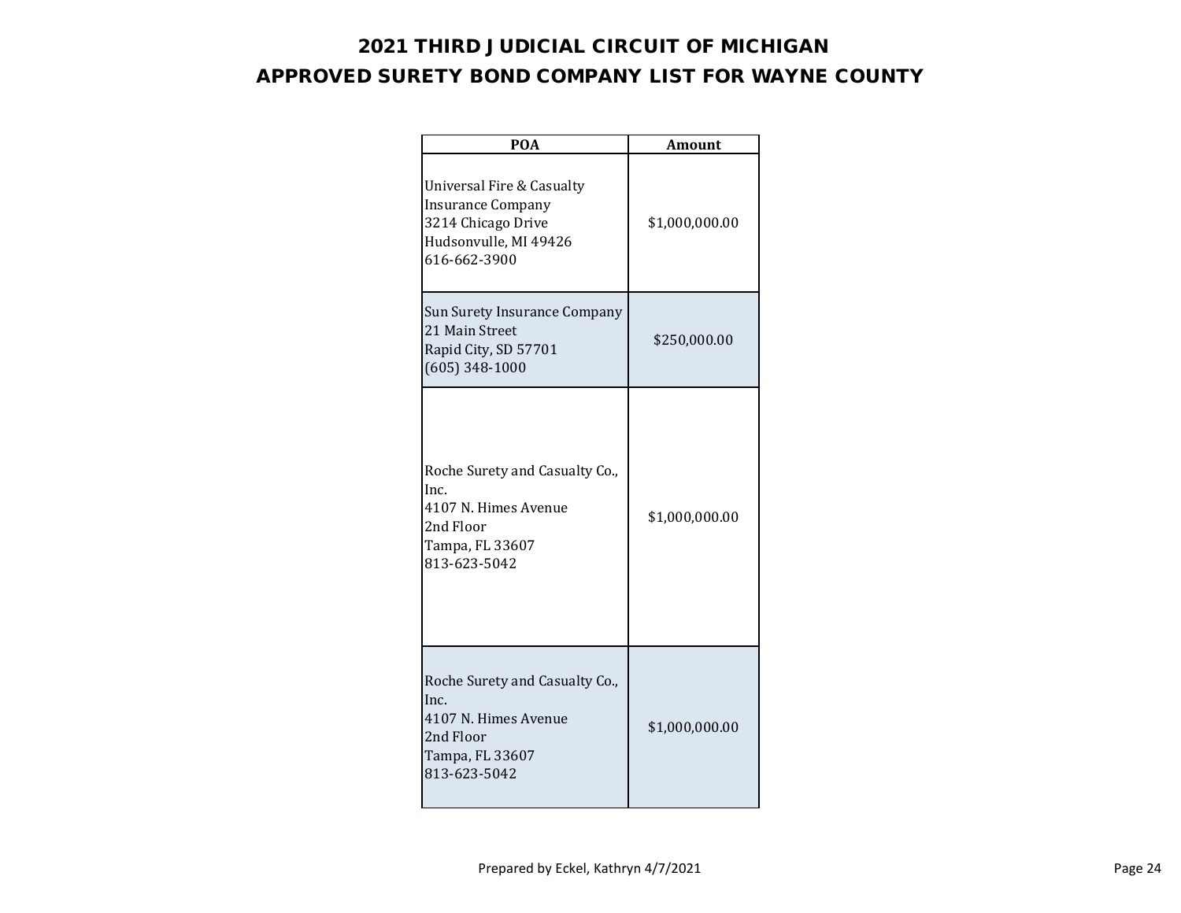# 2021 THIRD JUDICIAL CIRCUIT OF MICHIGAN
## APPROVED SURETY BOND COMPANY LIST FOR WAYNE COUNTY

| POA | Amount |
|---|---|
| Universal Fire & Casualty Insurance Company<br>3214 Chicago Drive<br>Hudsonvulle, MI 49426<br>616-662-3900 | $1,000,000.00 |
| Sun Surety Insurance Company<br>21 Main Street<br>Rapid City, SD 57701<br>(605) 348-1000 | $250,000.00 |
| Roche Surety and Casualty Co., Inc.<br>4107 N. Himes Avenue<br>2nd Floor<br>Tampa, FL 33607<br>813-623-5042 | $1,000,000.00 |
| Roche Surety and Casualty Co., Inc.<br>4107 N. Himes Avenue<br>2nd Floor<br>Tampa, FL 33607<br>813-623-5042 | $1,000,000.00 |

Prepared by Eckel, Kathryn 4/7/2021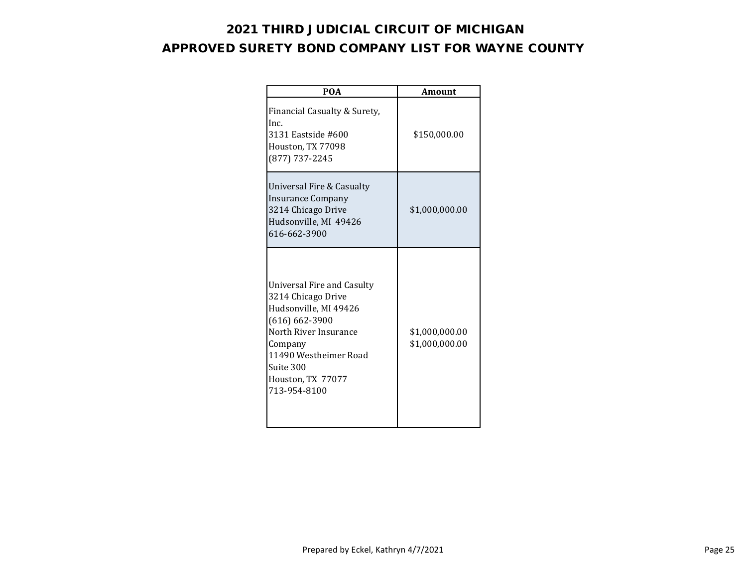# 2021 THIRD JUDICIAL CIRCUIT OF MICHIGAN

## APPROVED SURETY BOND COMPANY LIST FOR WAYNE COUNTY

| POA | Amount |
|---|---|
| Financial Casualty & Surety, Inc.<br>3131 Eastside #600<br>Houston, TX 77098<br>(877) 737-2245 | $150,000.00 |
| Universal Fire & Casualty Insurance Company<br>3214 Chicago Drive<br>Hudsonville, MI 49426<br>616-662-3900 | $1,000,000.00 |
| Universal Fire and Casulty<br>3214 Chicago Drive<br>Hudsonville, MI 49426<br>(616) 662-3900<br>North River Insurance Company<br>11490 Westheimer Road<br>Suite 300<br>Houston, TX 77077<br>713-954-8100 | $1,000,000.00<br>$1,000,000.00 |

Prepared by Eckel, Kathryn 4/7/2021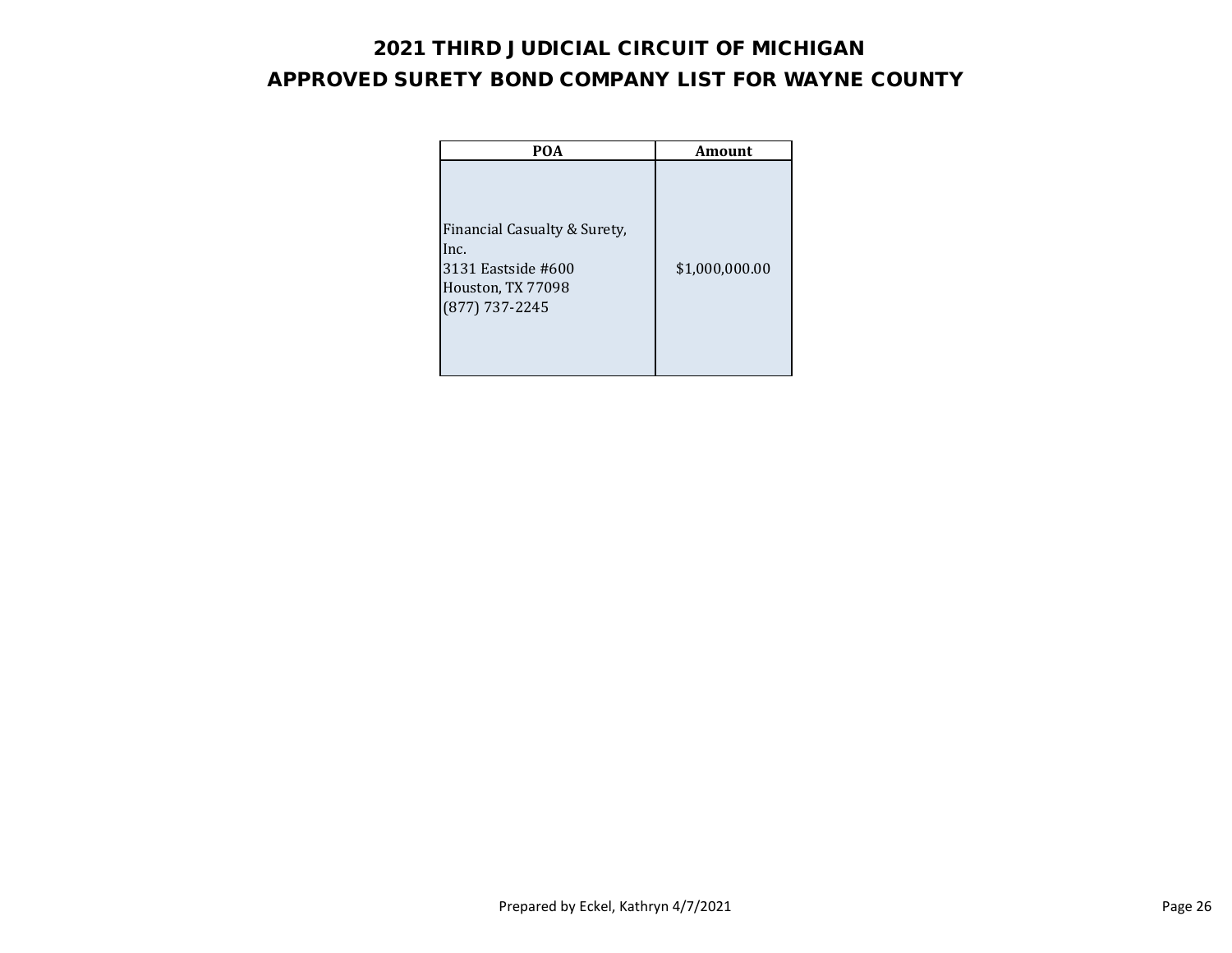# 2021 THIRD JUDICIAL CIRCUIT OF MICHIGAN

## APPROVED SURETY BOND COMPANY LIST FOR WAYNE COUNTY

| POA | Amount |
|---|---|
| Financial Casualty & Surety, Inc.<br>3131 Eastside #600<br>Houston, TX 77098<br>(877) 737-2245 | $1,000,000.00 |

Prepared by Eckel, Kathryn 4/7/2021